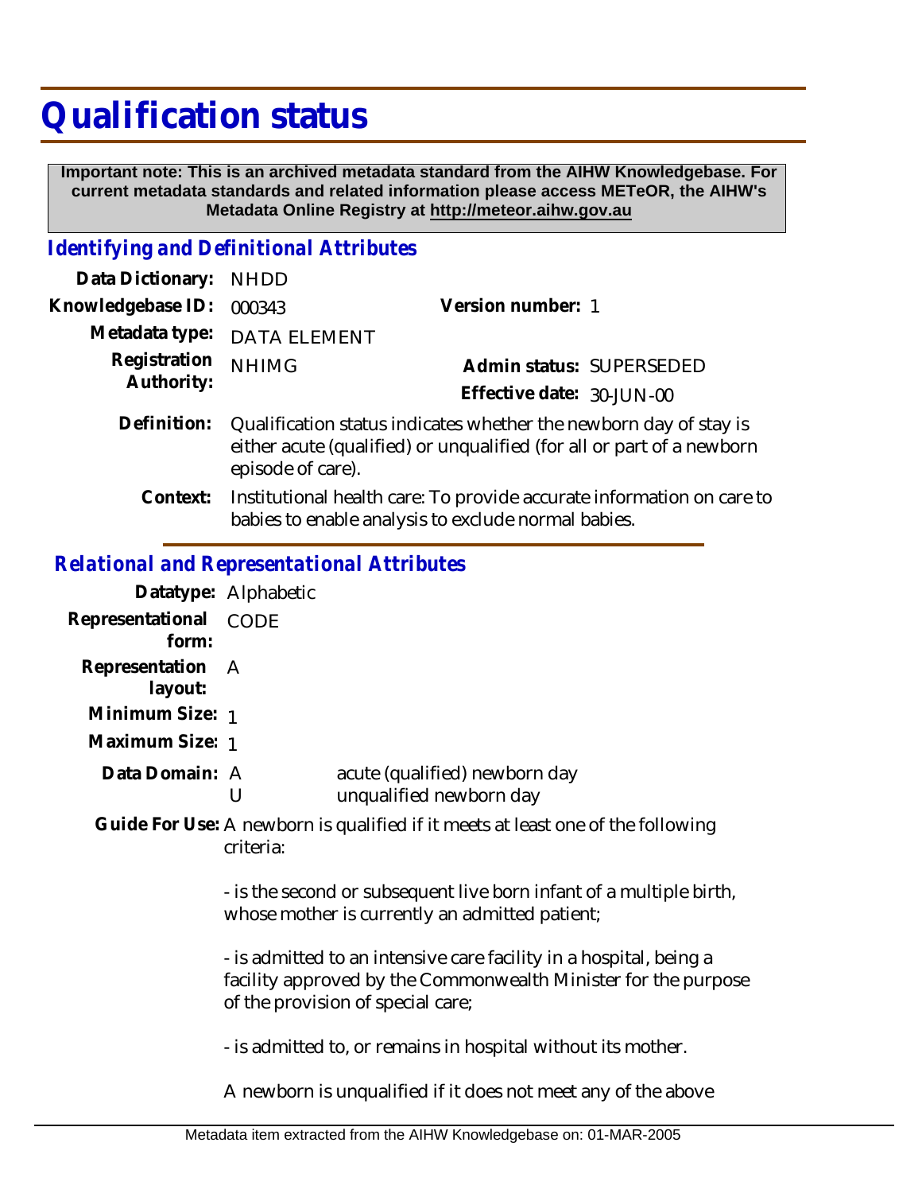# Qualification status

**Important note: This is an archived metadata standard from the AIHW Knowledgebase. For current metadata standards and related information please access METeOR, the AIHW's Metadata Online Registry at http://meteor.aihw.gov.au**

## *Identifying and Definitional Attributes*

**Data Dictionary:** NHDD

**Knowledgebase ID:** 000343

**Version number:** 1

**Metadata type:** DATA ELEMENT

**Registration Authority:** NHIMG

**Admin status:** SUPERSEDED

**Effective date:** 30-JUN-00

**Definition:** Qualification status indicates whether the newborn day of stay is either acute (qualified) or unqualified (for all or part of a newborn episode of care).

**Context:** Institutional health care: To provide accurate information on care to babies to enable analysis to exclude normal babies.

## *Relational and Representational Attributes*

**Datatype:** Alphabetic

**Representational form:** CODE

**Representation layout:** A

**Minimum Size:** 1

**Maximum Size:** 1

**Data Domain:**

| | |
|---|---|
| A | acute (qualified) newborn day |
| U | unqualified newborn day |

**Guide For Use:** A newborn is qualified if it meets at least one of the following criteria:

- is the second or subsequent live born infant of a multiple birth, whose mother is currently an admitted patient;

- is admitted to an intensive care facility in a hospital, being a facility approved by the Commonwealth Minister for the purpose of the provision of special care;

- is admitted to, or remains in hospital without its mother.

A newborn is unqualified if it does not meet any of the above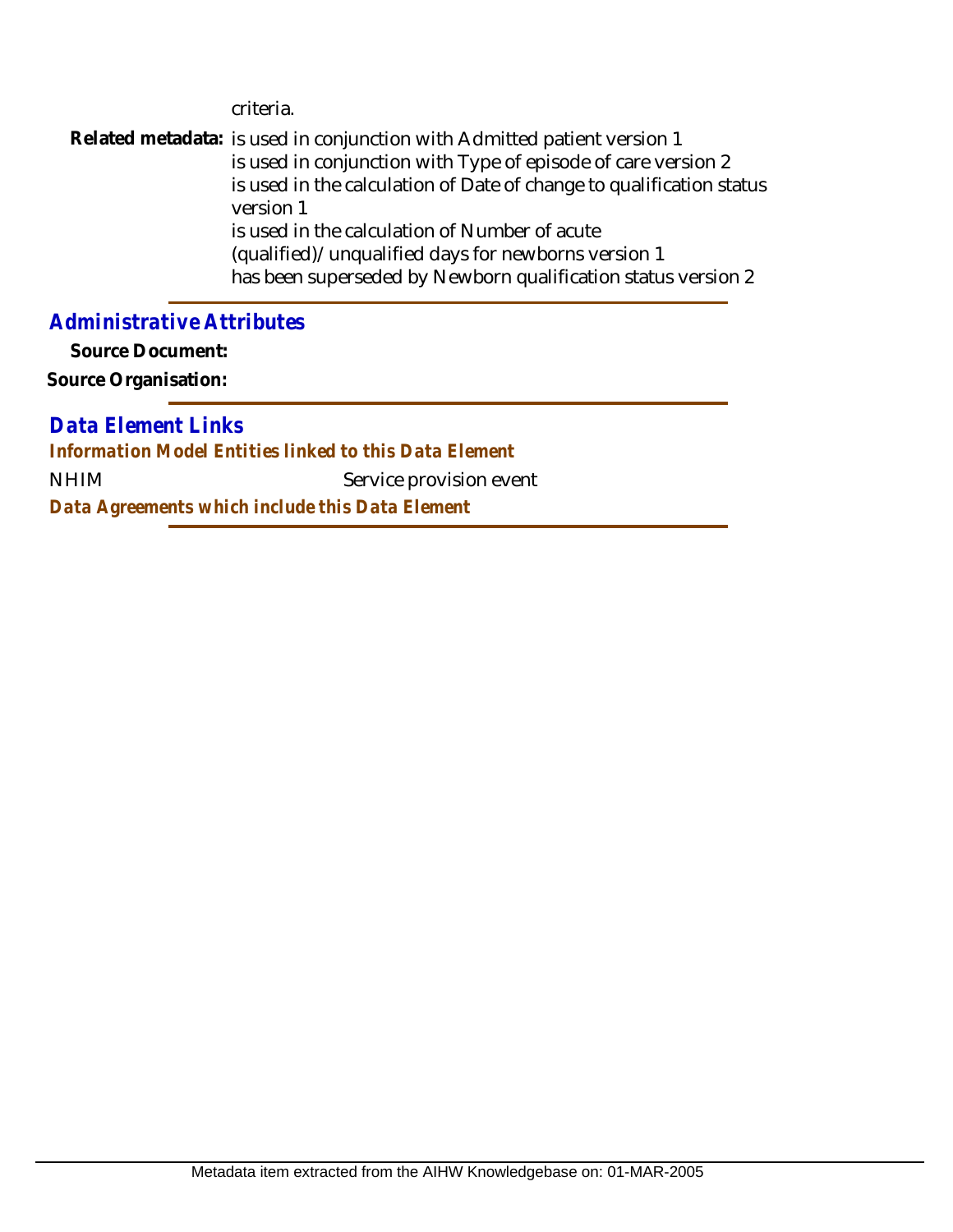criteria.

**Related metadata:** is used in conjunction with Admitted patient version 1
is used in conjunction with Type of episode of care version 2
is used in the calculation of Date of change to qualification status version 1
is used in the calculation of Number of acute (qualified)/unqualified days for newborns version 1
has been superseded by Newborn qualification status version 2

## Administrative Attributes

**Source Document:**

**Source Organisation:**

## Data Element Links

### *Information Model Entities linked to this Data Element*

NHIM — Service provision event

### *Data Agreements which include this Data Element*

Metadata item extracted from the AIHW Knowledgebase on: 01-MAR-2005